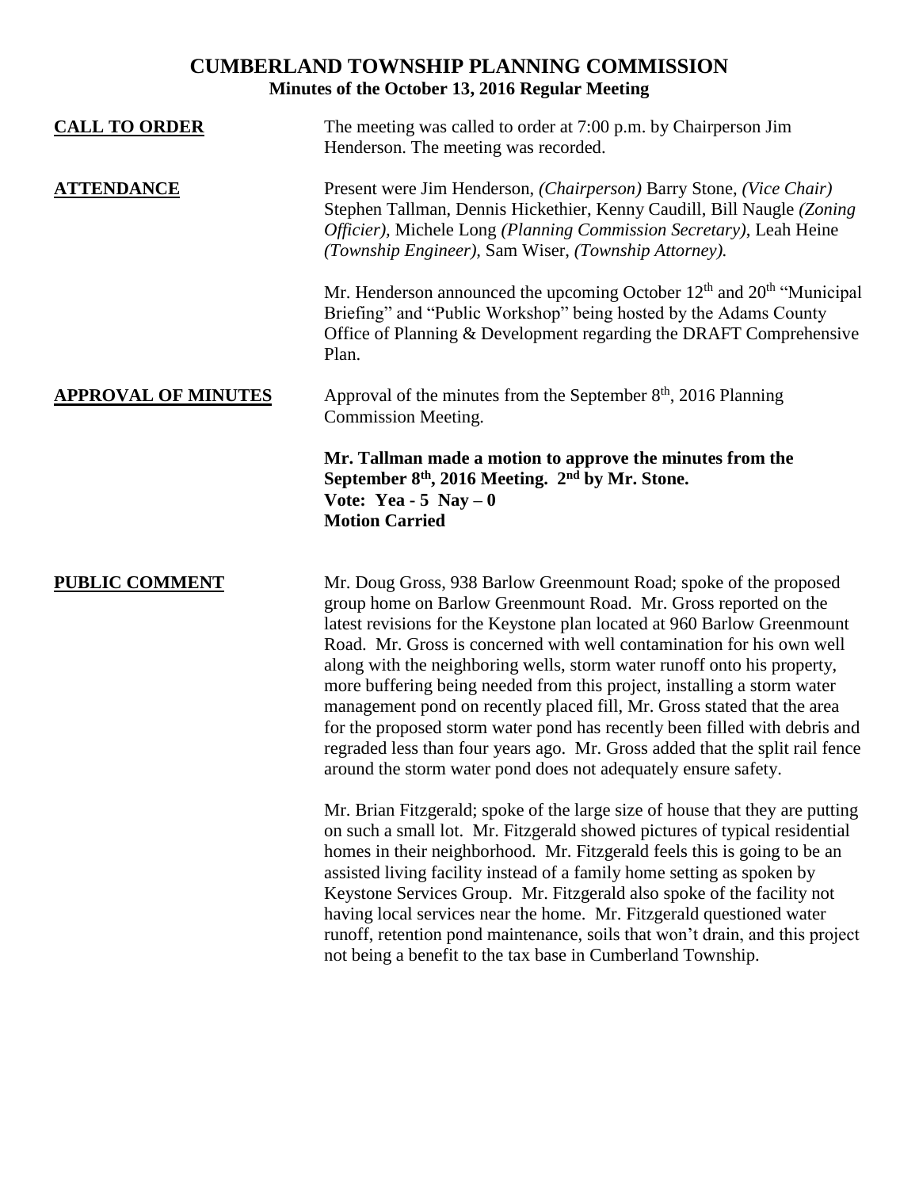# CUMBERLAND TOWNSHIP PLANNING COMMISSION

## Minutes of the October 13, 2016 Regular Meeting

**CALL TO ORDER**

The meeting was called to order at 7:00 p.m. by Chairperson Jim Henderson. The meeting was recorded.

**ATTENDANCE**

Present were Jim Henderson, *(Chairperson)* Barry Stone, *(Vice Chair)* Stephen Tallman, Dennis Hickethier, Kenny Caudill, Bill Naugle *(Zoning Officier)*, Michele Long *(Planning Commission Secretary)*, Leah Heine *(Township Engineer)*, Sam Wiser, *(Township Attorney).*

Mr. Henderson announced the upcoming October 12th and 20th "Municipal Briefing" and "Public Workshop" being hosted by the Adams County Office of Planning & Development regarding the DRAFT Comprehensive Plan.

**APPROVAL OF MINUTES**

Approval of the minutes from the September 8th, 2016 Planning Commission Meeting.

**Mr. Tallman made a motion to approve the minutes from the September 8th, 2016 Meeting. 2nd by Mr. Stone.**
**Vote: Yea - 5 Nay – 0**
**Motion Carried**

**PUBLIC COMMENT**

Mr. Doug Gross, 938 Barlow Greenmount Road; spoke of the proposed group home on Barlow Greenmount Road. Mr. Gross reported on the latest revisions for the Keystone plan located at 960 Barlow Greenmount Road. Mr. Gross is concerned with well contamination for his own well along with the neighboring wells, storm water runoff onto his property, more buffering being needed from this project, installing a storm water management pond on recently placed fill, Mr. Gross stated that the area for the proposed storm water pond has recently been filled with debris and regraded less than four years ago. Mr. Gross added that the split rail fence around the storm water pond does not adequately ensure safety.

Mr. Brian Fitzgerald; spoke of the large size of house that they are putting on such a small lot. Mr. Fitzgerald showed pictures of typical residential homes in their neighborhood. Mr. Fitzgerald feels this is going to be an assisted living facility instead of a family home setting as spoken by Keystone Services Group. Mr. Fitzgerald also spoke of the facility not having local services near the home. Mr. Fitzgerald questioned water runoff, retention pond maintenance, soils that won't drain, and this project not being a benefit to the tax base in Cumberland Township.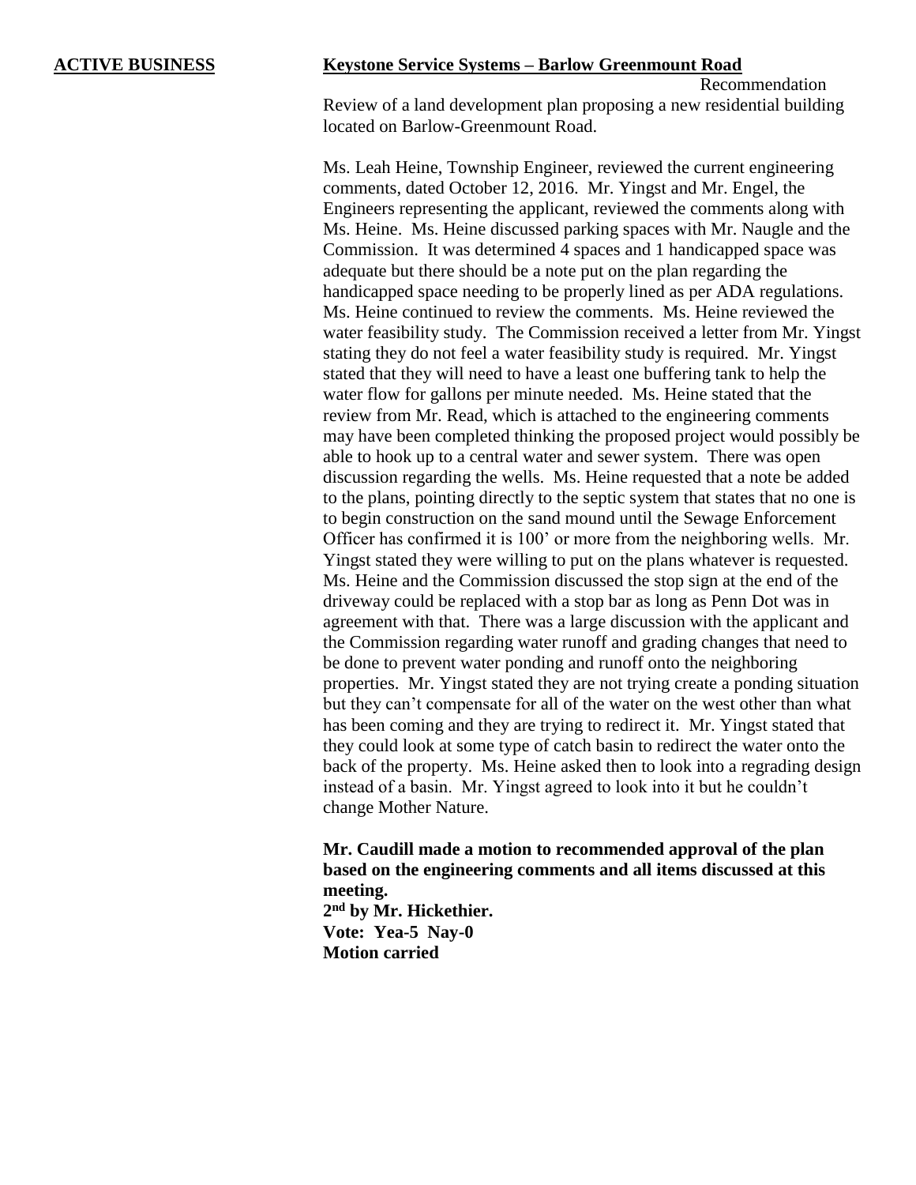**ACTIVE BUSINESS** **Keystone Service Systems – Barlow Greenmount Road**

Recommendation

Review of a land development plan proposing a new residential building located on Barlow-Greenmount Road.

Ms. Leah Heine, Township Engineer, reviewed the current engineering comments, dated October 12, 2016. Mr. Yingst and Mr. Engel, the Engineers representing the applicant, reviewed the comments along with Ms. Heine. Ms. Heine discussed parking spaces with Mr. Naugle and the Commission. It was determined 4 spaces and 1 handicapped space was adequate but there should be a note put on the plan regarding the handicapped space needing to be properly lined as per ADA regulations. Ms. Heine continued to review the comments. Ms. Heine reviewed the water feasibility study. The Commission received a letter from Mr. Yingst stating they do not feel a water feasibility study is required. Mr. Yingst stated that they will need to have a least one buffering tank to help the water flow for gallons per minute needed. Ms. Heine stated that the review from Mr. Read, which is attached to the engineering comments may have been completed thinking the proposed project would possibly be able to hook up to a central water and sewer system. There was open discussion regarding the wells. Ms. Heine requested that a note be added to the plans, pointing directly to the septic system that states that no one is to begin construction on the sand mound until the Sewage Enforcement Officer has confirmed it is 100' or more from the neighboring wells. Mr. Yingst stated they were willing to put on the plans whatever is requested. Ms. Heine and the Commission discussed the stop sign at the end of the driveway could be replaced with a stop bar as long as Penn Dot was in agreement with that. There was a large discussion with the applicant and the Commission regarding water runoff and grading changes that need to be done to prevent water ponding and runoff onto the neighboring properties. Mr. Yingst stated they are not trying create a ponding situation but they can't compensate for all of the water on the west other than what has been coming and they are trying to redirect it. Mr. Yingst stated that they could look at some type of catch basin to redirect the water onto the back of the property. Ms. Heine asked then to look into a regrading design instead of a basin. Mr. Yingst agreed to look into it but he couldn't change Mother Nature.

**Mr. Caudill made a motion to recommended approval of the plan based on the engineering comments and all items discussed at this meeting.**
**2nd by Mr. Hickethier.**
**Vote: Yea-5 Nay-0**
**Motion carried**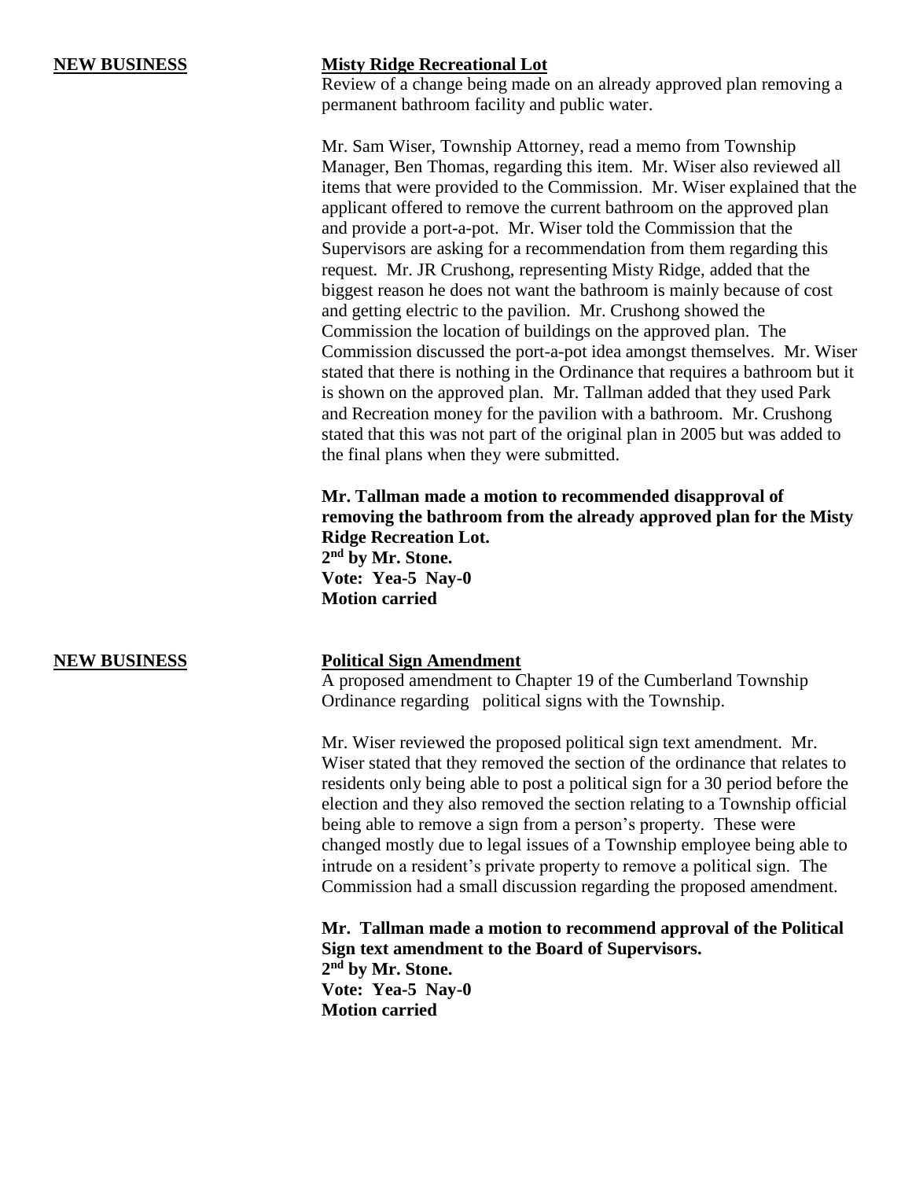**NEW BUSINESS**

**Misty Ridge Recreational Lot**

Review of a change being made on an already approved plan removing a permanent bathroom facility and public water.

Mr. Sam Wiser, Township Attorney, read a memo from Township Manager, Ben Thomas, regarding this item. Mr. Wiser also reviewed all items that were provided to the Commission. Mr. Wiser explained that the applicant offered to remove the current bathroom on the approved plan and provide a port-a-pot. Mr. Wiser told the Commission that the Supervisors are asking for a recommendation from them regarding this request. Mr. JR Crushong, representing Misty Ridge, added that the biggest reason he does not want the bathroom is mainly because of cost and getting electric to the pavilion. Mr. Crushong showed the Commission the location of buildings on the approved plan. The Commission discussed the port-a-pot idea amongst themselves. Mr. Wiser stated that there is nothing in the Ordinance that requires a bathroom but it is shown on the approved plan. Mr. Tallman added that they used Park and Recreation money for the pavilion with a bathroom. Mr. Crushong stated that this was not part of the original plan in 2005 but was added to the final plans when they were submitted.

**Mr. Tallman made a motion to recommended disapproval of removing the bathroom from the already approved plan for the Misty Ridge Recreation Lot.**
**2nd by Mr. Stone.**
**Vote: Yea-5 Nay-0**
**Motion carried**

**NEW BUSINESS**

**Political Sign Amendment**

A proposed amendment to Chapter 19 of the Cumberland Township Ordinance regarding political signs with the Township.

Mr. Wiser reviewed the proposed political sign text amendment. Mr. Wiser stated that they removed the section of the ordinance that relates to residents only being able to post a political sign for a 30 period before the election and they also removed the section relating to a Township official being able to remove a sign from a person's property. These were changed mostly due to legal issues of a Township employee being able to intrude on a resident's private property to remove a political sign. The Commission had a small discussion regarding the proposed amendment.

**Mr. Tallman made a motion to recommend approval of the Political Sign text amendment to the Board of Supervisors.**
**2nd by Mr. Stone.**
**Vote: Yea-5 Nay-0**
**Motion carried**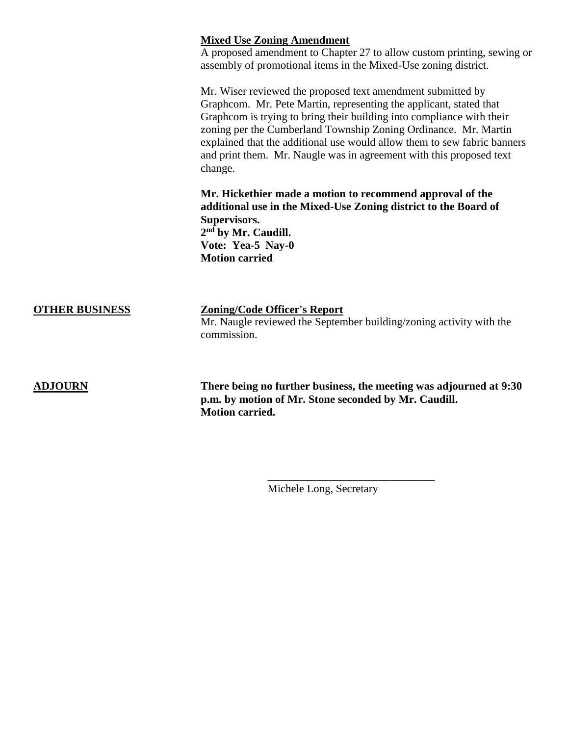**Mixed Use Zoning Amendment**

A proposed amendment to Chapter 27 to allow custom printing, sewing or assembly of promotional items in the Mixed-Use zoning district.

Mr. Wiser reviewed the proposed text amendment submitted by Graphcom. Mr. Pete Martin, representing the applicant, stated that Graphcom is trying to bring their building into compliance with their zoning per the Cumberland Township Zoning Ordinance. Mr. Martin explained that the additional use would allow them to sew fabric banners and print them. Mr. Naugle was in agreement with this proposed text change.

**Mr. Hickethier made a motion to recommend approval of the additional use in the Mixed-Use Zoning district to the Board of Supervisors.**
**2nd by Mr. Caudill.**
**Vote: Yea-5 Nay-0**
**Motion carried**

**OTHER BUSINESS**

**Zoning/Code Officer's Report**

Mr. Naugle reviewed the September building/zoning activity with the commission.

**ADJOURN**

**There being no further business, the meeting was adjourned at 9:30 p.m. by motion of Mr. Stone seconded by Mr. Caudill. Motion carried.**

\_\_\_\_\_\_\_\_\_\_\_\_\_\_\_\_\_\_\_\_\_\_\_\_\_\_\_\_\_\_

Michele Long, Secretary